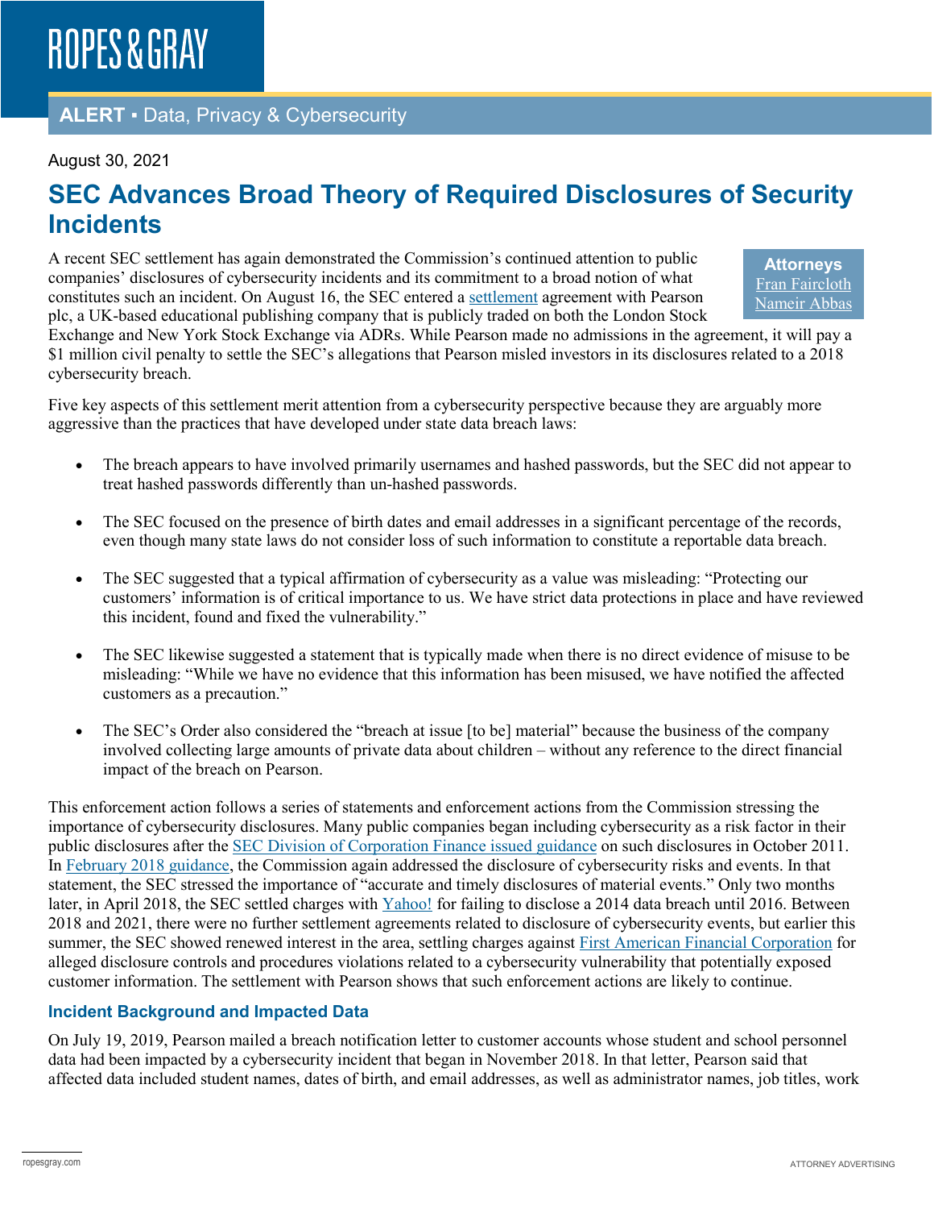ROPES & GRAY

**ALERT ▪ Data, Privacy & Cybersecurity**

August 30, 2021

# SEC Advances Broad Theory of Required Disclosures of Security Incidents

**Attorneys**
Fran Faircloth
Nameir Abbas

A recent SEC settlement has again demonstrated the Commission's continued attention to public companies' disclosures of cybersecurity incidents and its commitment to a broad notion of what constitutes such an incident. On August 16, the SEC entered a settlement agreement with Pearson plc, a UK-based educational publishing company that is publicly traded on both the London Stock Exchange and New York Stock Exchange via ADRs. While Pearson made no admissions in the agreement, it will pay a $1 million civil penalty to settle the SEC's allegations that Pearson misled investors in its disclosures related to a 2018 cybersecurity breach.

Five key aspects of this settlement merit attention from a cybersecurity perspective because they are arguably more aggressive than the practices that have developed under state data breach laws:

- The breach appears to have involved primarily usernames and hashed passwords, but the SEC did not appear to treat hashed passwords differently than un-hashed passwords.
- The SEC focused on the presence of birth dates and email addresses in a significant percentage of the records, even though many state laws do not consider loss of such information to constitute a reportable data breach.
- The SEC suggested that a typical affirmation of cybersecurity as a value was misleading: "Protecting our customers' information is of critical importance to us. We have strict data protections in place and have reviewed this incident, found and fixed the vulnerability."
- The SEC likewise suggested a statement that is typically made when there is no direct evidence of misuse to be misleading: "While we have no evidence that this information has been misused, we have notified the affected customers as a precaution."
- The SEC's Order also considered the "breach at issue [to be] material" because the business of the company involved collecting large amounts of private data about children – without any reference to the direct financial impact of the breach on Pearson.

This enforcement action follows a series of statements and enforcement actions from the Commission stressing the importance of cybersecurity disclosures. Many public companies began including cybersecurity as a risk factor in their public disclosures after the SEC Division of Corporation Finance issued guidance on such disclosures in October 2011. In February 2018 guidance, the Commission again addressed the disclosure of cybersecurity risks and events. In that statement, the SEC stressed the importance of "accurate and timely disclosures of material events." Only two months later, in April 2018, the SEC settled charges with Yahoo! for failing to disclose a 2014 data breach until 2016. Between 2018 and 2021, there were no further settlement agreements related to disclosure of cybersecurity events, but earlier this summer, the SEC showed renewed interest in the area, settling charges against First American Financial Corporation for alleged disclosure controls and procedures violations related to a cybersecurity vulnerability that potentially exposed customer information. The settlement with Pearson shows that such enforcement actions are likely to continue.

### Incident Background and Impacted Data

On July 19, 2019, Pearson mailed a breach notification letter to customer accounts whose student and school personnel data had been impacted by a cybersecurity incident that began in November 2018. In that letter, Pearson said that affected data included student names, dates of birth, and email addresses, as well as administrator names, job titles, work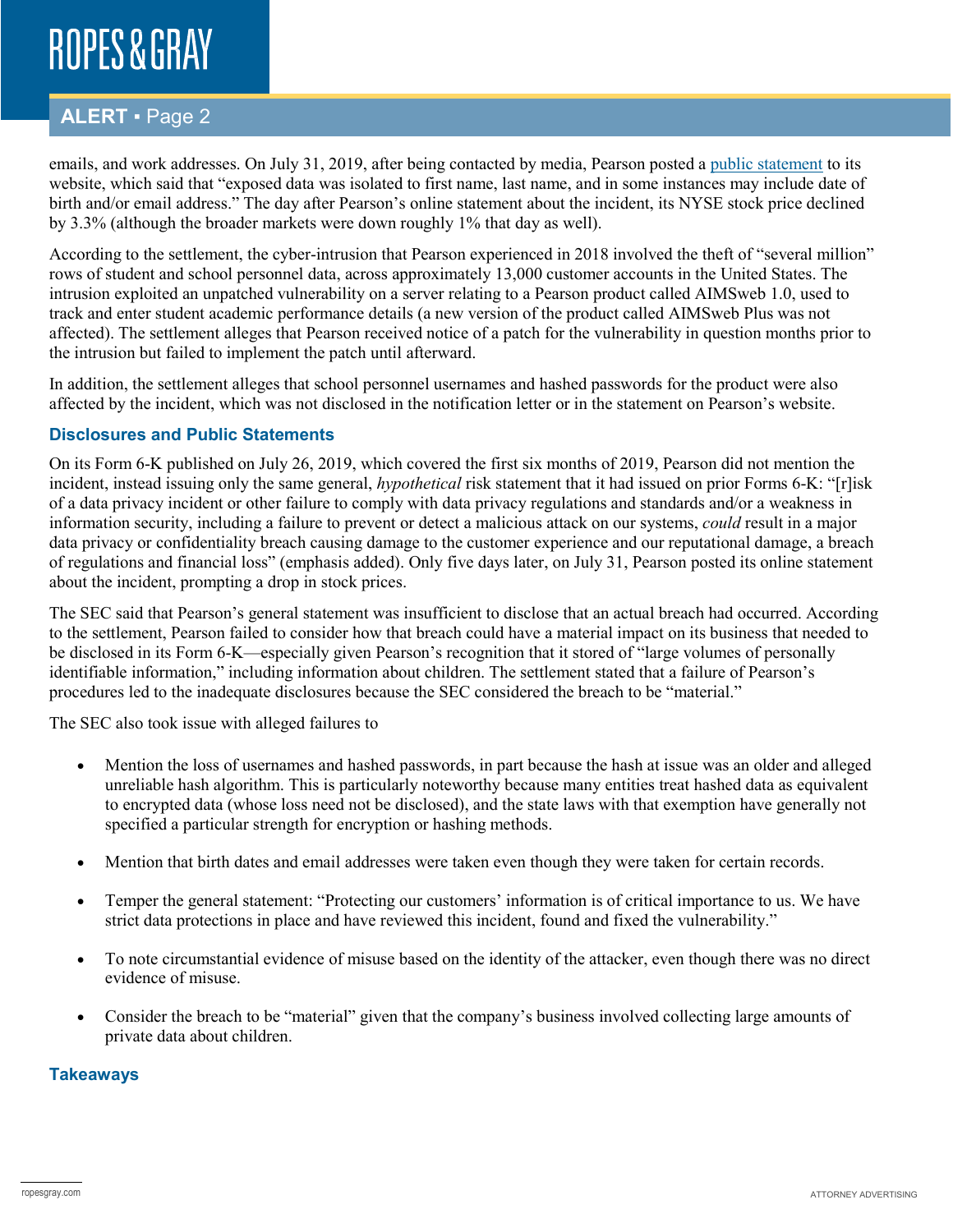emails, and work addresses. On July 31, 2019, after being contacted by media, Pearson posted a public statement to its website, which said that "exposed data was isolated to first name, last name, and in some instances may include date of birth and/or email address." The day after Pearson's online statement about the incident, its NYSE stock price declined by 3.3% (although the broader markets were down roughly 1% that day as well).

According to the settlement, the cyber-intrusion that Pearson experienced in 2018 involved the theft of "several million" rows of student and school personnel data, across approximately 13,000 customer accounts in the United States. The intrusion exploited an unpatched vulnerability on a server relating to a Pearson product called AIMSweb 1.0, used to track and enter student academic performance details (a new version of the product called AIMSweb Plus was not affected). The settlement alleges that Pearson received notice of a patch for the vulnerability in question months prior to the intrusion but failed to implement the patch until afterward.

In addition, the settlement alleges that school personnel usernames and hashed passwords for the product were also affected by the incident, which was not disclosed in the notification letter or in the statement on Pearson's website.

### Disclosures and Public Statements

On its Form 6-K published on July 26, 2019, which covered the first six months of 2019, Pearson did not mention the incident, instead issuing only the same general, *hypothetical* risk statement that it had issued on prior Forms 6-K: "[r]isk of a data privacy incident or other failure to comply with data privacy regulations and standards and/or a weakness in information security, including a failure to prevent or detect a malicious attack on our systems, *could* result in a major data privacy or confidentiality breach causing damage to the customer experience and our reputational damage, a breach of regulations and financial loss" (emphasis added). Only five days later, on July 31, Pearson posted its online statement about the incident, prompting a drop in stock prices.

The SEC said that Pearson's general statement was insufficient to disclose that an actual breach had occurred. According to the settlement, Pearson failed to consider how that breach could have a material impact on its business that needed to be disclosed in its Form 6-K—especially given Pearson's recognition that it stored of "large volumes of personally identifiable information," including information about children. The settlement stated that a failure of Pearson's procedures led to the inadequate disclosures because the SEC considered the breach to be "material."

The SEC also took issue with alleged failures to

- Mention the loss of usernames and hashed passwords, in part because the hash at issue was an older and alleged unreliable hash algorithm. This is particularly noteworthy because many entities treat hashed data as equivalent to encrypted data (whose loss need not be disclosed), and the state laws with that exemption have generally not specified a particular strength for encryption or hashing methods.
- Mention that birth dates and email addresses were taken even though they were taken for certain records.
- Temper the general statement: "Protecting our customers' information is of critical importance to us. We have strict data protections in place and have reviewed this incident, found and fixed the vulnerability."
- To note circumstantial evidence of misuse based on the identity of the attacker, even though there was no direct evidence of misuse.
- Consider the breach to be "material" given that the company's business involved collecting large amounts of private data about children.

### Takeaways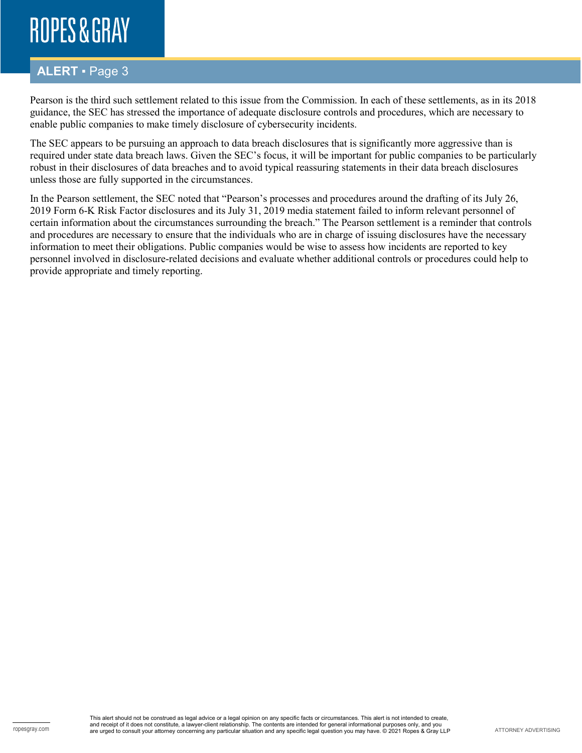Pearson is the third such settlement related to this issue from the Commission. In each of these settlements, as in its 2018 guidance, the SEC has stressed the importance of adequate disclosure controls and procedures, which are necessary to enable public companies to make timely disclosure of cybersecurity incidents.

The SEC appears to be pursuing an approach to data breach disclosures that is significantly more aggressive than is required under state data breach laws. Given the SEC's focus, it will be important for public companies to be particularly robust in their disclosures of data breaches and to avoid typical reassuring statements in their data breach disclosures unless those are fully supported in the circumstances.

In the Pearson settlement, the SEC noted that "Pearson's processes and procedures around the drafting of its July 26, 2019 Form 6-K Risk Factor disclosures and its July 31, 2019 media statement failed to inform relevant personnel of certain information about the circumstances surrounding the breach." The Pearson settlement is a reminder that controls and procedures are necessary to ensure that the individuals who are in charge of issuing disclosures have the necessary information to meet their obligations. Public companies would be wise to assess how incidents are reported to key personnel involved in disclosure-related decisions and evaluate whether additional controls or procedures could help to provide appropriate and timely reporting.

This alert should not be construed as legal advice or a legal opinion on any specific facts or circumstances. This alert is not intended to create, and receipt of it does not constitute, a lawyer-client relationship. The contents are intended for general informational purposes only, and you are urged to consult your attorney concerning any particular situation and any specific legal question you may have. © 2021 Ropes & Gray LLP

ATTORNEY ADVERTISING